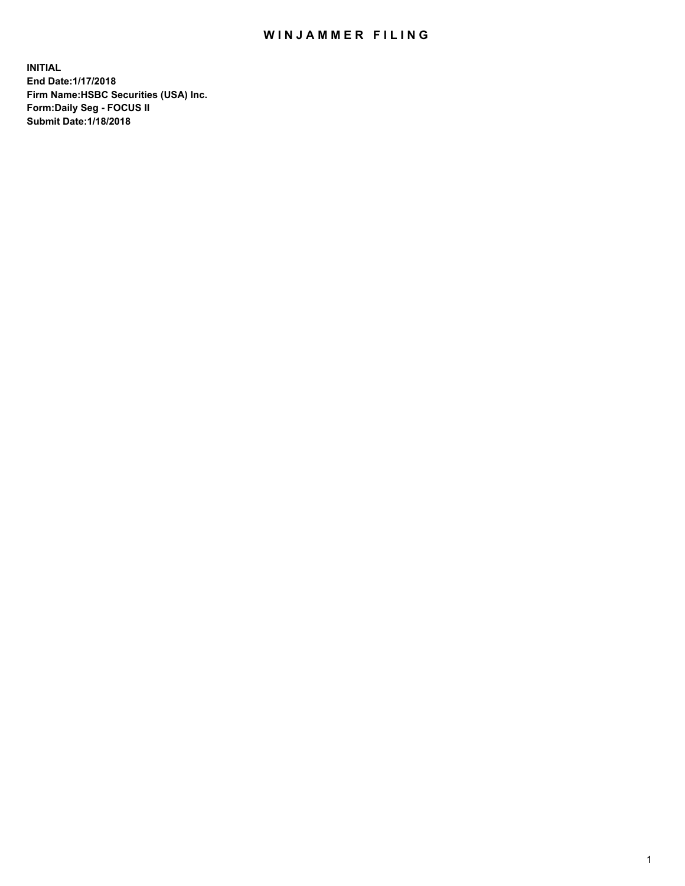# WINJAMMER FILING

**INITIAL**
**End Date:1/17/2018**
**Firm Name:HSBC Securities (USA) Inc.**
**Form:Daily Seg - FOCUS II**
**Submit Date:1/18/2018**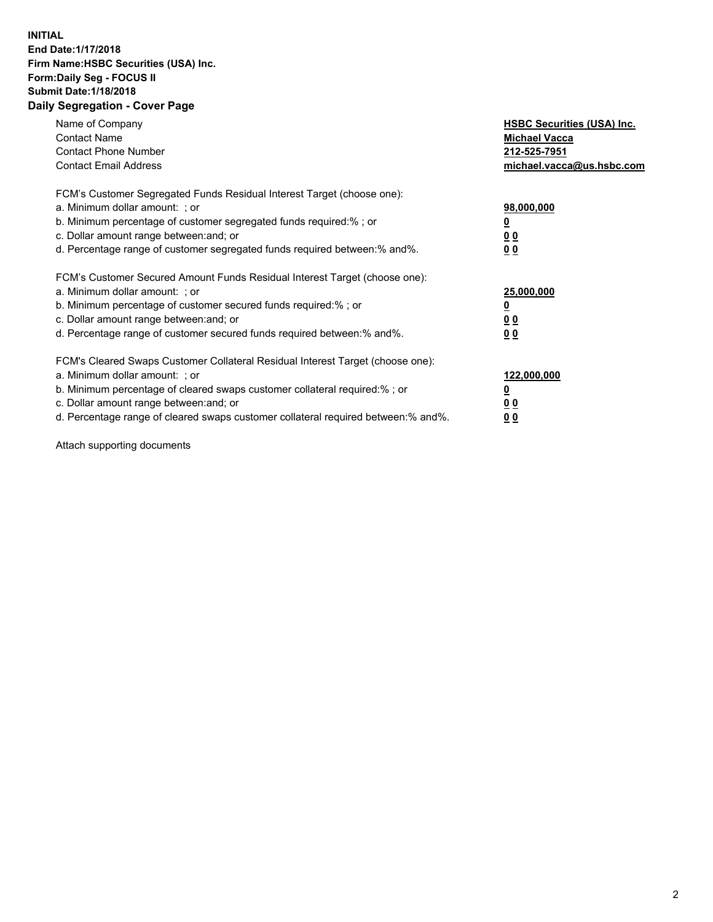**INITIAL**
**End Date:1/17/2018**
**Firm Name:HSBC Securities (USA) Inc.**
**Form:Daily Seg - FOCUS II**
**Submit Date:1/18/2018**

## Daily Segregation - Cover Page

| | |
|---|---|
| Name of Company | **HSBC Securities (USA) Inc.** |
| Contact Name | **Michael Vacca** |
| Contact Phone Number | **212-525-7951** |
| Contact Email Address | **michael.vacca@us.hsbc.com** |

| | |
|---|---|
| FCM's Customer Segregated Funds Residual Interest Target (choose one): | |
| a. Minimum dollar amount: ; or | **98,000,000** |
| b. Minimum percentage of customer segregated funds required:% ; or | **0** |
| c. Dollar amount range between:and; or | **0 0** |
| d. Percentage range of customer segregated funds required between:% and%. | **0 0** |

| | |
|---|---|
| FCM's Customer Secured Amount Funds Residual Interest Target (choose one): | |
| a. Minimum dollar amount: ; or | **25,000,000** |
| b. Minimum percentage of customer secured funds required:% ; or | **0** |
| c. Dollar amount range between:and; or | **0 0** |
| d. Percentage range of customer secured funds required between:% and%. | **0 0** |

| | |
|---|---|
| FCM's Cleared Swaps Customer Collateral Residual Interest Target (choose one): | |
| a. Minimum dollar amount: ; or | **122,000,000** |
| b. Minimum percentage of cleared swaps customer collateral required:% ; or | **0** |
| c. Dollar amount range between:and; or | **0 0** |
| d. Percentage range of cleared swaps customer collateral required between:% and%. | **0 0** |

Attach supporting documents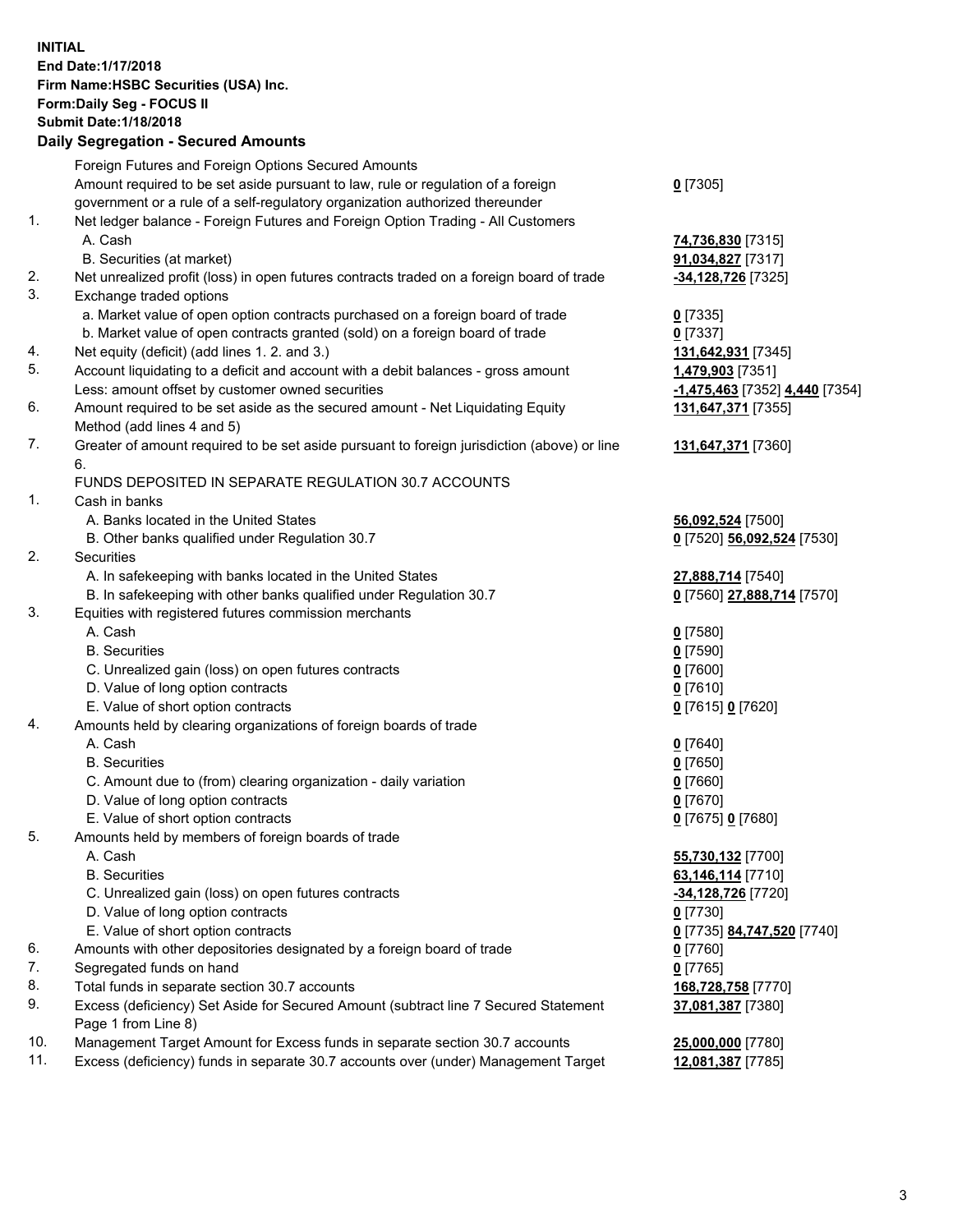**INITIAL**
**End Date:1/17/2018**
**Firm Name:HSBC Securities (USA) Inc.**
**Form:Daily Seg - FOCUS II**
**Submit Date:1/18/2018**

## Daily Segregation - Secured Amounts

| | | |
|---|---|---|
| | Foreign Futures and Foreign Options Secured Amounts | |
| | Amount required to be set aside pursuant to law, rule or regulation of a foreign government or a rule of a self-regulatory organization authorized thereunder | **0** [7305] |
| 1. | Net ledger balance - Foreign Futures and Foreign Option Trading - All Customers | |
| | A. Cash | **74,736,830** [7315] |
| | B. Securities (at market) | **91,034,827** [7317] |
| 2. | Net unrealized profit (loss) in open futures contracts traded on a foreign board of trade | **-34,128,726** [7325] |
| 3. | Exchange traded options | |
| | a. Market value of open option contracts purchased on a foreign board of trade | **0** [7335] |
| | b. Market value of open contracts granted (sold) on a foreign board of trade | **0** [7337] |
| 4. | Net equity (deficit) (add lines 1. 2. and 3.) | **131,642,931** [7345] |
| 5. | Account liquidating to a deficit and account with a debit balances - gross amount | **1,479,903** [7351] |
| | Less: amount offset by customer owned securities | **-1,475,463** [7352] **4,440** [7354] |
| 6. | Amount required to be set aside as the secured amount - Net Liquidating Equity Method (add lines 4 and 5) | **131,647,371** [7355] |
| 7. | Greater of amount required to be set aside pursuant to foreign jurisdiction (above) or line 6. | **131,647,371** [7360] |
| | FUNDS DEPOSITED IN SEPARATE REGULATION 30.7 ACCOUNTS | |
| 1. | Cash in banks | |
| | A. Banks located in the United States | **56,092,524** [7500] |
| | B. Other banks qualified under Regulation 30.7 | **0** [7520] **56,092,524** [7530] |
| 2. | Securities | |
| | A. In safekeeping with banks located in the United States | **27,888,714** [7540] |
| | B. In safekeeping with other banks qualified under Regulation 30.7 | **0** [7560] **27,888,714** [7570] |
| 3. | Equities with registered futures commission merchants | |
| | A. Cash | **0** [7580] |
| | B. Securities | **0** [7590] |
| | C. Unrealized gain (loss) on open futures contracts | **0** [7600] |
| | D. Value of long option contracts | **0** [7610] |
| | E. Value of short option contracts | **0** [7615] **0** [7620] |
| 4. | Amounts held by clearing organizations of foreign boards of trade | |
| | A. Cash | **0** [7640] |
| | B. Securities | **0** [7650] |
| | C. Amount due to (from) clearing organization - daily variation | **0** [7660] |
| | D. Value of long option contracts | **0** [7670] |
| | E. Value of short option contracts | **0** [7675] **0** [7680] |
| 5. | Amounts held by members of foreign boards of trade | |
| | A. Cash | **55,730,132** [7700] |
| | B. Securities | **63,146,114** [7710] |
| | C. Unrealized gain (loss) on open futures contracts | **-34,128,726** [7720] |
| | D. Value of long option contracts | **0** [7730] |
| | E. Value of short option contracts | **0** [7735] **84,747,520** [7740] |
| 6. | Amounts with other depositories designated by a foreign board of trade | **0** [7760] |
| 7. | Segregated funds on hand | **0** [7765] |
| 8. | Total funds in separate section 30.7 accounts | **168,728,758** [7770] |
| 9. | Excess (deficiency) Set Aside for Secured Amount (subtract line 7 Secured Statement Page 1 from Line 8) | **37,081,387** [7380] |
| 10. | Management Target Amount for Excess funds in separate section 30.7 accounts | **25,000,000** [7780] |
| 11. | Excess (deficiency) funds in separate 30.7 accounts over (under) Management Target | **12,081,387** [7785] |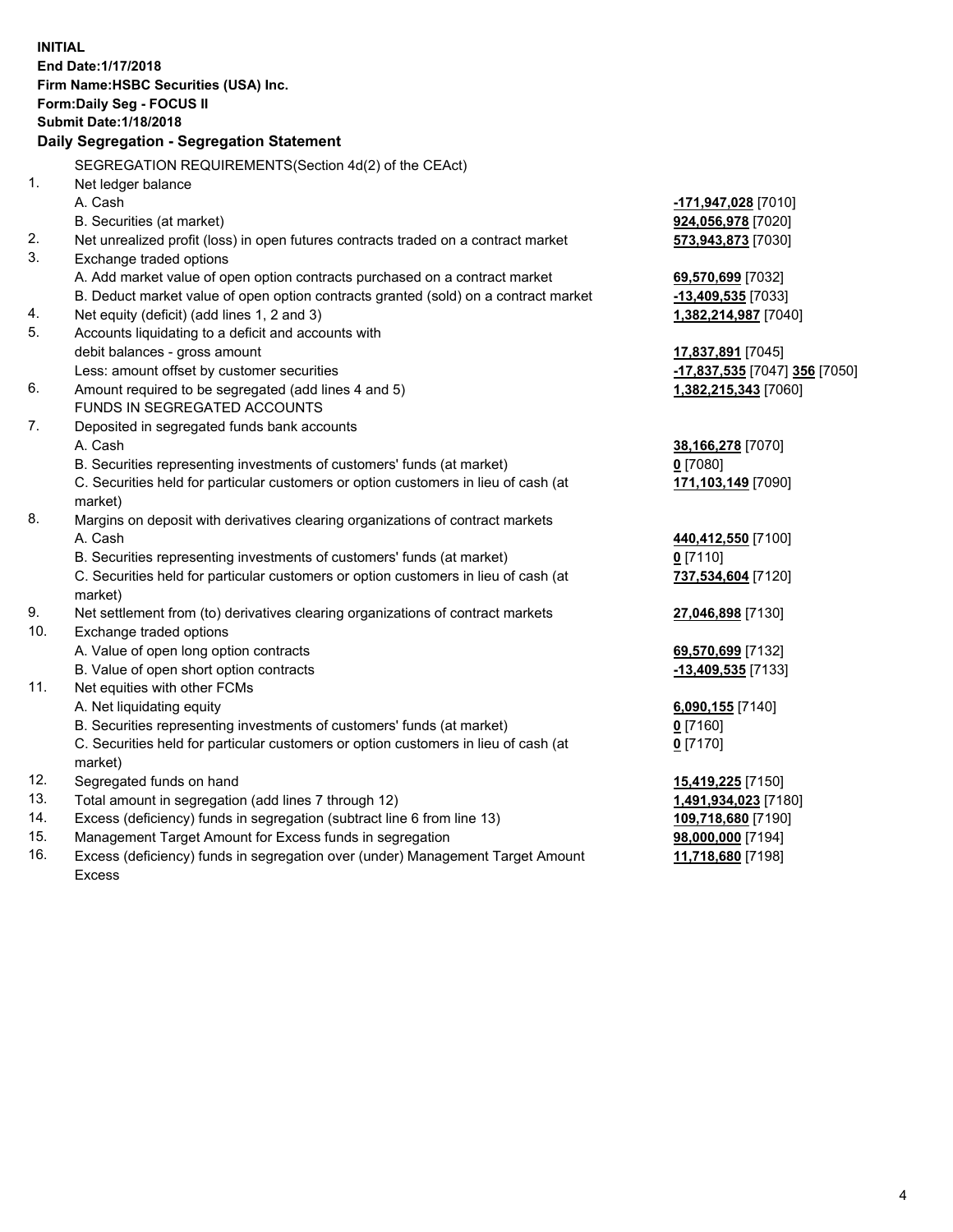**INITIAL**
**End Date:1/17/2018**
**Firm Name:HSBC Securities (USA) Inc.**
**Form:Daily Seg - FOCUS II**
**Submit Date:1/18/2018**

## Daily Segregation - Segregation Statement

SEGREGATION REQUIREMENTS(Section 4d(2) of the CEAct)

| | | |
|---|---|---|
| 1. | Net ledger balance | |
| | A. Cash | **-171,947,028** [7010] |
| | B. Securities (at market) | **924,056,978** [7020] |
| 2. | Net unrealized profit (loss) in open futures contracts traded on a contract market | **573,943,873** [7030] |
| 3. | Exchange traded options | |
| | A. Add market value of open option contracts purchased on a contract market | **69,570,699** [7032] |
| | B. Deduct market value of open option contracts granted (sold) on a contract market | **-13,409,535** [7033] |
| 4. | Net equity (deficit) (add lines 1, 2 and 3) | **1,382,214,987** [7040] |
| 5. | Accounts liquidating to a deficit and accounts with debit balances - gross amount | **17,837,891** [7045] |
| | Less: amount offset by customer securities | **-17,837,535** [7047] **356** [7050] |
| 6. | Amount required to be segregated (add lines 4 and 5) | **1,382,215,343** [7060] |
| | FUNDS IN SEGREGATED ACCOUNTS | |
| 7. | Deposited in segregated funds bank accounts | |
| | A. Cash | **38,166,278** [7070] |
| | B. Securities representing investments of customers' funds (at market) | **0** [7080] |
| | C. Securities held for particular customers or option customers in lieu of cash (at market) | **171,103,149** [7090] |
| 8. | Margins on deposit with derivatives clearing organizations of contract markets | |
| | A. Cash | **440,412,550** [7100] |
| | B. Securities representing investments of customers' funds (at market) | **0** [7110] |
| | C. Securities held for particular customers or option customers in lieu of cash (at market) | **737,534,604** [7120] |
| 9. | Net settlement from (to) derivatives clearing organizations of contract markets | **27,046,898** [7130] |
| 10. | Exchange traded options | |
| | A. Value of open long option contracts | **69,570,699** [7132] |
| | B. Value of open short option contracts | **-13,409,535** [7133] |
| 11. | Net equities with other FCMs | |
| | A. Net liquidating equity | **6,090,155** [7140] |
| | B. Securities representing investments of customers' funds (at market) | **0** [7160] |
| | C. Securities held for particular customers or option customers in lieu of cash (at market) | **0** [7170] |
| 12. | Segregated funds on hand | **15,419,225** [7150] |
| 13. | Total amount in segregation (add lines 7 through 12) | **1,491,934,023** [7180] |
| 14. | Excess (deficiency) funds in segregation (subtract line 6 from line 13) | **109,718,680** [7190] |
| 15. | Management Target Amount for Excess funds in segregation | **98,000,000** [7194] |
| 16. | Excess (deficiency) funds in segregation over (under) Management Target Amount Excess | **11,718,680** [7198] |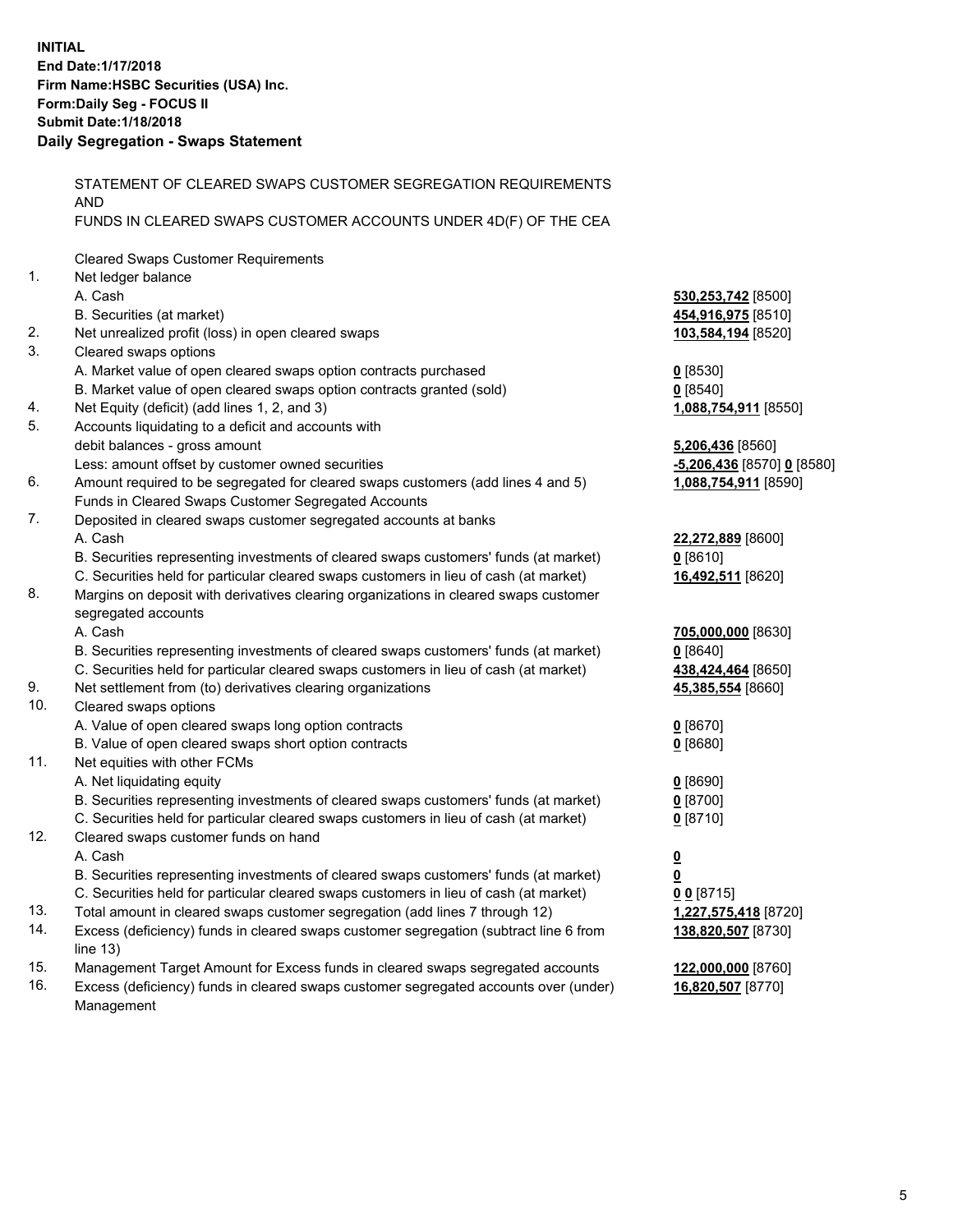**INITIAL**
**End Date:1/17/2018**
**Firm Name:HSBC Securities (USA) Inc.**
**Form:Daily Seg - FOCUS II**
**Submit Date:1/18/2018**
**Daily Segregation - Swaps Statement**

STATEMENT OF CLEARED SWAPS CUSTOMER SEGREGATION REQUIREMENTS AND FUNDS IN CLEARED SWAPS CUSTOMER ACCOUNTS UNDER 4D(F) OF THE CEA

| | | |
|---|---|---|
| | Cleared Swaps Customer Requirements | |
| 1. | Net ledger balance | |
| | A. Cash | **530,253,742** [8500] |
| | B. Securities (at market) | **454,916,975** [8510] |
| 2. | Net unrealized profit (loss) in open cleared swaps | **103,584,194** [8520] |
| 3. | Cleared swaps options | |
| | A. Market value of open cleared swaps option contracts purchased | **0** [8530] |
| | B. Market value of open cleared swaps option contracts granted (sold) | **0** [8540] |
| 4. | Net Equity (deficit) (add lines 1, 2, and 3) | **1,088,754,911** [8550] |
| 5. | Accounts liquidating to a deficit and accounts with debit balances - gross amount | **5,206,436** [8560] |
| | Less: amount offset by customer owned securities | **-5,206,436** [8570] **0** [8580] |
| 6. | Amount required to be segregated for cleared swaps customers (add lines 4 and 5) | **1,088,754,911** [8590] |
| | Funds in Cleared Swaps Customer Segregated Accounts | |
| 7. | Deposited in cleared swaps customer segregated accounts at banks | |
| | A. Cash | **22,272,889** [8600] |
| | B. Securities representing investments of cleared swaps customers' funds (at market) | **0** [8610] |
| | C. Securities held for particular cleared swaps customers in lieu of cash (at market) | **16,492,511** [8620] |
| 8. | Margins on deposit with derivatives clearing organizations in cleared swaps customer segregated accounts | |
| | A. Cash | **705,000,000** [8630] |
| | B. Securities representing investments of cleared swaps customers' funds (at market) | **0** [8640] |
| | C. Securities held for particular cleared swaps customers in lieu of cash (at market) | **438,424,464** [8650] |
| 9. | Net settlement from (to) derivatives clearing organizations | **45,385,554** [8660] |
| 10. | Cleared swaps options | |
| | A. Value of open cleared swaps long option contracts | **0** [8670] |
| | B. Value of open cleared swaps short option contracts | **0** [8680] |
| 11. | Net equities with other FCMs | |
| | A. Net liquidating equity | **0** [8690] |
| | B. Securities representing investments of cleared swaps customers' funds (at market) | **0** [8700] |
| | C. Securities held for particular cleared swaps customers in lieu of cash (at market) | **0** [8710] |
| 12. | Cleared swaps customer funds on hand | |
| | A. Cash | **0** |
| | B. Securities representing investments of cleared swaps customers' funds (at market) | **0** |
| | C. Securities held for particular cleared swaps customers in lieu of cash (at market) | **0** **0** [8715] |
| 13. | Total amount in cleared swaps customer segregation (add lines 7 through 12) | **1,227,575,418** [8720] |
| 14. | Excess (deficiency) funds in cleared swaps customer segregation (subtract line 6 from line 13) | **138,820,507** [8730] |
| 15. | Management Target Amount for Excess funds in cleared swaps segregated accounts | **122,000,000** [8760] |
| 16. | Excess (deficiency) funds in cleared swaps customer segregated accounts over (under) Management | **16,820,507** [8770] |